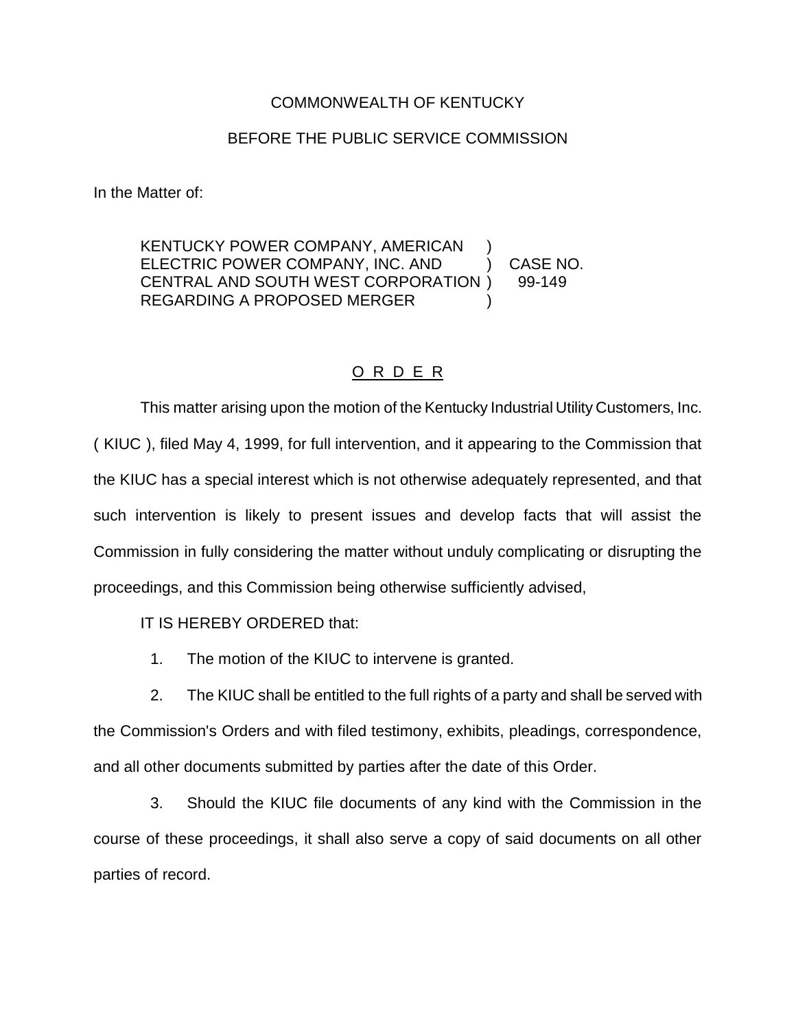COMMONWEALTH OF KENTUCKY

BEFORE THE PUBLIC SERVICE COMMISSION

In the Matter of:

| | | |
|---|---|---|
| KENTUCKY POWER COMPANY, AMERICAN | ) | |
| ELECTRIC POWER COMPANY, INC. AND | ) | CASE NO. |
| CENTRAL AND SOUTH WEST CORPORATION | ) | 99-149 |
| REGARDING A PROPOSED MERGER | ) | |

## O R D E R

This matter arising upon the motion of the Kentucky Industrial Utility Customers, Inc. ( KIUC ), filed May 4, 1999, for full intervention, and it appearing to the Commission that the KIUC has a special interest which is not otherwise adequately represented, and that such intervention is likely to present issues and develop facts that will assist the Commission in fully considering the matter without unduly complicating or disrupting the proceedings, and this Commission being otherwise sufficiently advised,

IT IS HEREBY ORDERED that:

1. The motion of the KIUC to intervene is granted.

2. The KIUC shall be entitled to the full rights of a party and shall be served with the Commission's Orders and with filed testimony, exhibits, pleadings, correspondence, and all other documents submitted by parties after the date of this Order.

3. Should the KIUC file documents of any kind with the Commission in the course of these proceedings, it shall also serve a copy of said documents on all other parties of record.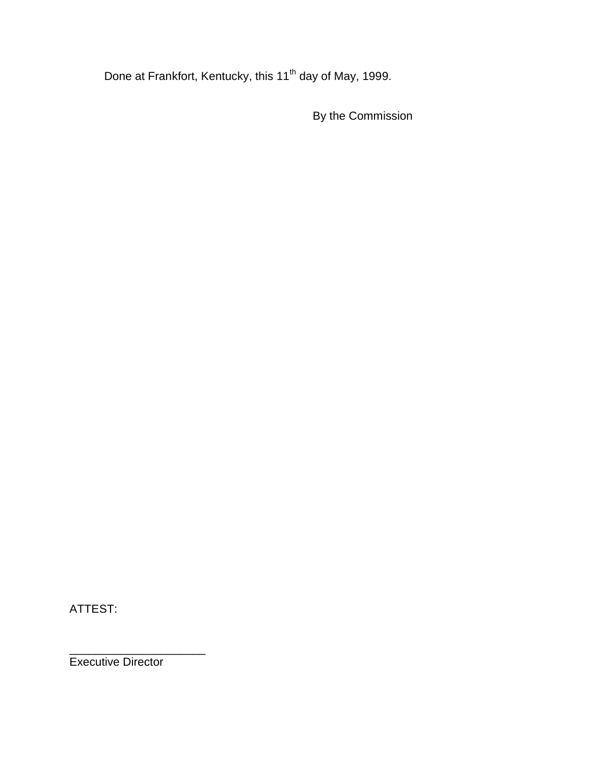Done at Frankfort, Kentucky, this 11th day of May, 1999.

By the Commission

ATTEST:

_____________________
Executive Director